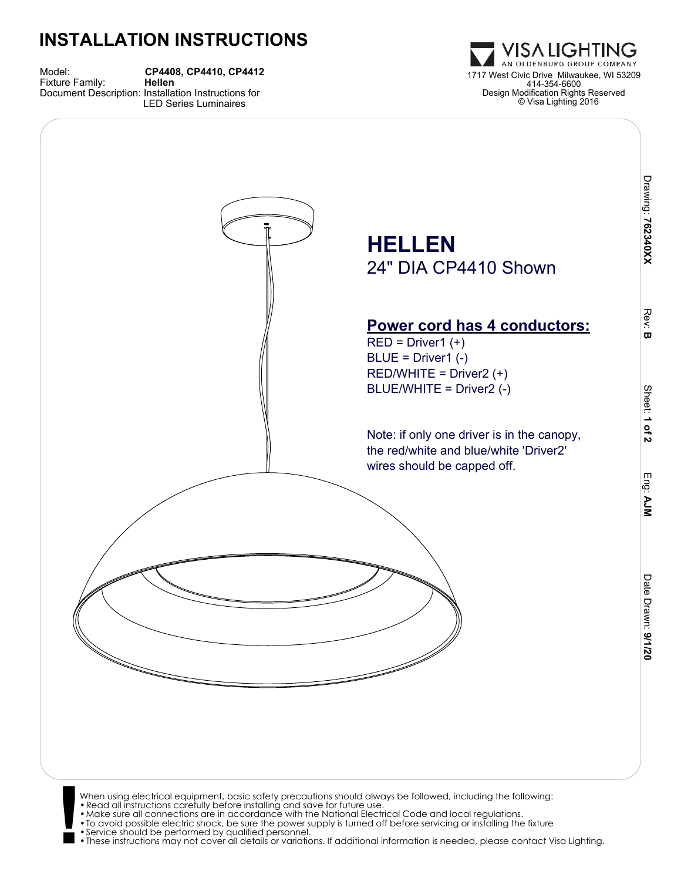# INSTALLATION INSTRUCTIONS

Model: **CP4408, CP4410, CP4412**
Fixture Family: **Hellen**
Document Description: Installation Instructions for LED Series Luminaires

**VISA LIGHTING**
AN OLDENBURG GROUP COMPANY
1717 West Civic Drive Milwaukee, WI 53209
414-354-6600
Design Modification Rights Reserved
© Visa Lighting 2016

Drawing: **76234OXX** Rev: **B** Sheet: **1 of 2** Eng: **AJM** Date Drawn: **9/1/20**

## HELLEN

24" DIA CP4410 Shown

**Power cord has 4 conductors:**

RED = Driver1 (+)
BLUE = Driver1 (-)
RED/WHITE = Driver2 (+)
BLUE/WHITE = Driver2 (-)

Note: if only one driver is in the canopy, the red/white and blue/white 'Driver2' wires should be capped off.

When using electrical equipment, basic safety precautions should always be followed, including the following:

- Read all instructions carefully before installing and save for future use.
- Make sure all connections are in accordance with the National Electrical Code and local regulations.
- To avoid possible electric shock, be sure the power supply is turned off before servicing or installing the fixture
- Service should be performed by qualified personnel.
- These instructions may not cover all details or variations. If additional information is needed, please contact Visa Lighting.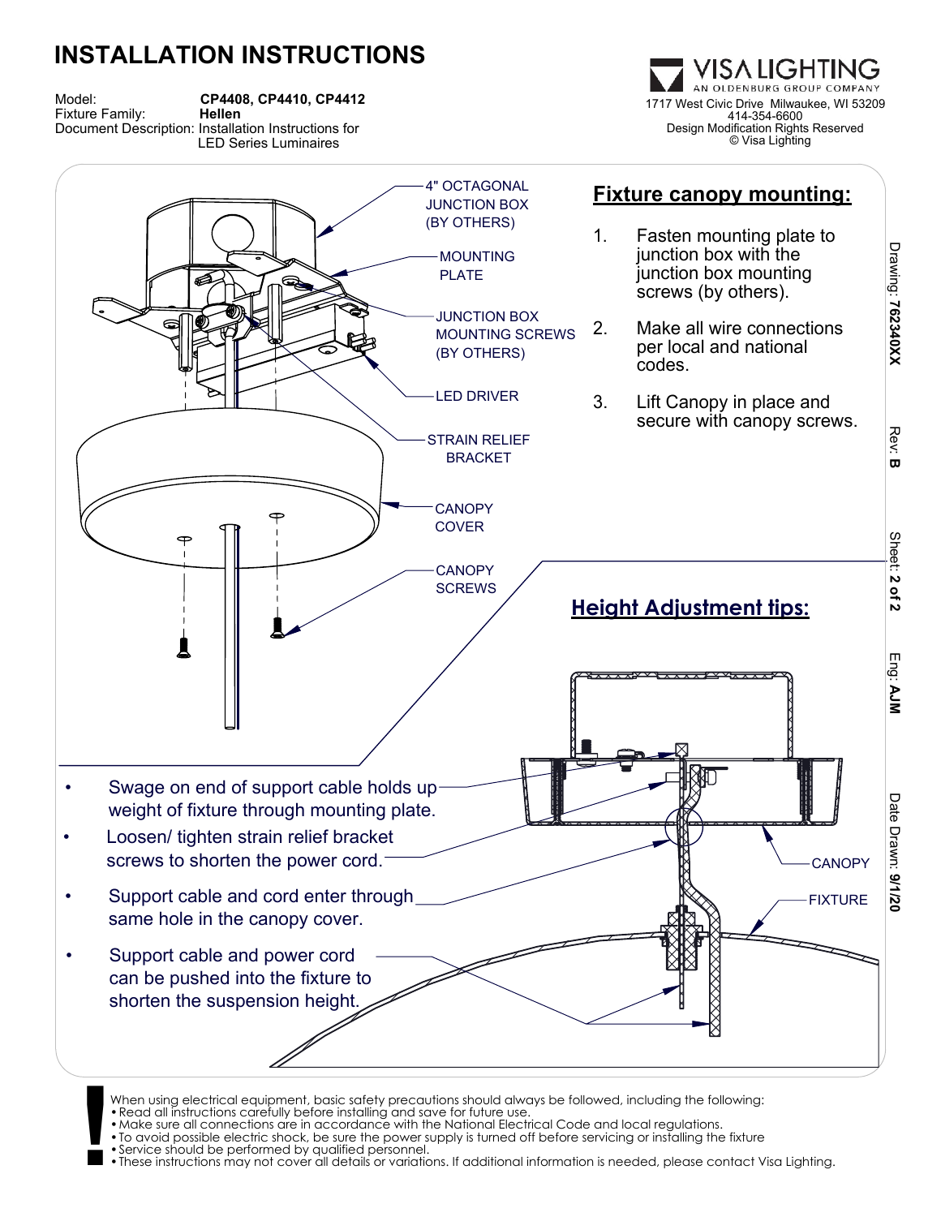# INSTALLATION INSTRUCTIONS

Model: **CP4408, CP4410, CP4412**
Fixture Family: **Hellen**
Document Description: Installation Instructions for LED Series Luminaires

VISA LIGHTING
AN OLDENBURG GROUP COMPANY
1717 West Civic Drive Milwaukee, WI 53209
414-354-6600
Design Modification Rights Reserved
© Visa Lighting

Drawing: **76234XX** Rev: **B** Sheet: **2 of 2** Eng: **AJM** Date Drawn: **9/1/20**

4" OCTAGONAL JUNCTION BOX (BY OTHERS)
MOUNTING PLATE
JUNCTION BOX MOUNTING SCREWS (BY OTHERS)
LED DRIVER
STRAIN RELIEF BRACKET
CANOPY COVER
CANOPY SCREWS

## Fixture canopy mounting:

1. Fasten mounting plate to junction box with the junction box mounting screws (by others).
2. Make all wire connections per local and national codes.
3. Lift Canopy in place and secure with canopy screws.

## Height Adjustment tips:

- Swage on end of support cable holds up weight of fixture through mounting plate.
- Loosen/ tighten strain relief bracket screws to shorten the power cord.
- Support cable and cord enter through same hole in the canopy cover.
- Support cable and power cord can be pushed into the fixture to shorten the suspension height.

CANOPY
FIXTURE

When using electrical equipment, basic safety precautions should always be followed, including the following:
- Read all instructions carefully before installing and save for future use.
- Make sure all connections are in accordance with the National Electrical Code and local regulations.
- To avoid possible electric shock, be sure the power supply is turned off before servicing or installing the fixture
- Service should be performed by qualified personnel.
- These instructions may not cover all details or variations. If additional information is needed, please contact Visa Lighting.